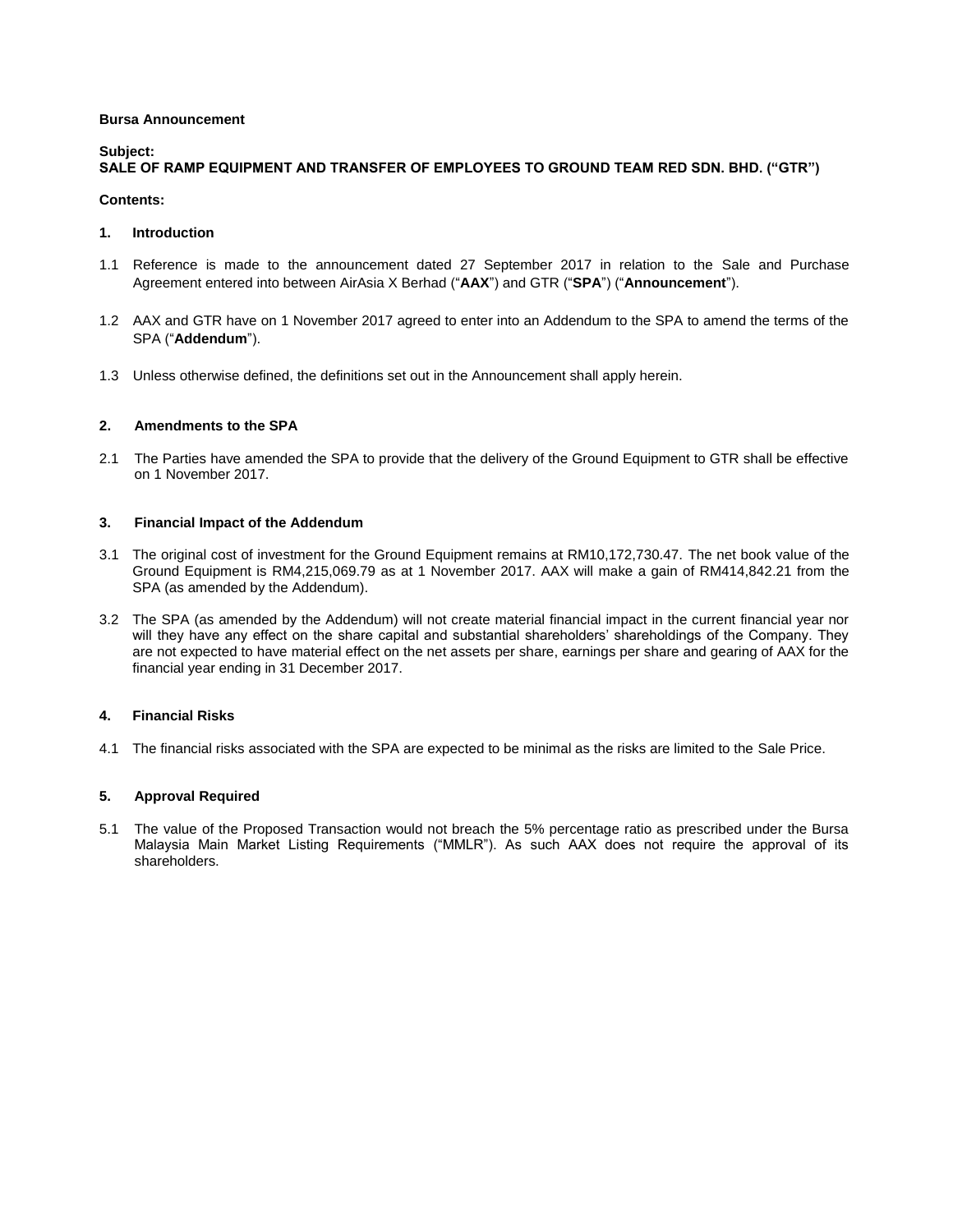**Bursa Announcement**

**Subject:**
**SALE OF RAMP EQUIPMENT AND TRANSFER OF EMPLOYEES TO GROUND TEAM RED SDN. BHD. ("GTR")**

**Contents:**

## 1. Introduction

1.1 Reference is made to the announcement dated 27 September 2017 in relation to the Sale and Purchase Agreement entered into between AirAsia X Berhad ("**AAX**") and GTR ("**SPA**") ("**Announcement**").

1.2 AAX and GTR have on 1 November 2017 agreed to enter into an Addendum to the SPA to amend the terms of the SPA ("**Addendum**").

1.3 Unless otherwise defined, the definitions set out in the Announcement shall apply herein.

## 2. Amendments to the SPA

2.1 The Parties have amended the SPA to provide that the delivery of the Ground Equipment to GTR shall be effective on 1 November 2017.

## 3. Financial Impact of the Addendum

3.1 The original cost of investment for the Ground Equipment remains at RM10,172,730.47. The net book value of the Ground Equipment is RM4,215,069.79 as at 1 November 2017. AAX will make a gain of RM414,842.21 from the SPA (as amended by the Addendum).

3.2 The SPA (as amended by the Addendum) will not create material financial impact in the current financial year nor will they have any effect on the share capital and substantial shareholders' shareholdings of the Company. They are not expected to have material effect on the net assets per share, earnings per share and gearing of AAX for the financial year ending in 31 December 2017.

## 4. Financial Risks

4.1 The financial risks associated with the SPA are expected to be minimal as the risks are limited to the Sale Price.

## 5. Approval Required

5.1 The value of the Proposed Transaction would not breach the 5% percentage ratio as prescribed under the Bursa Malaysia Main Market Listing Requirements ("MMLR"). As such AAX does not require the approval of its shareholders.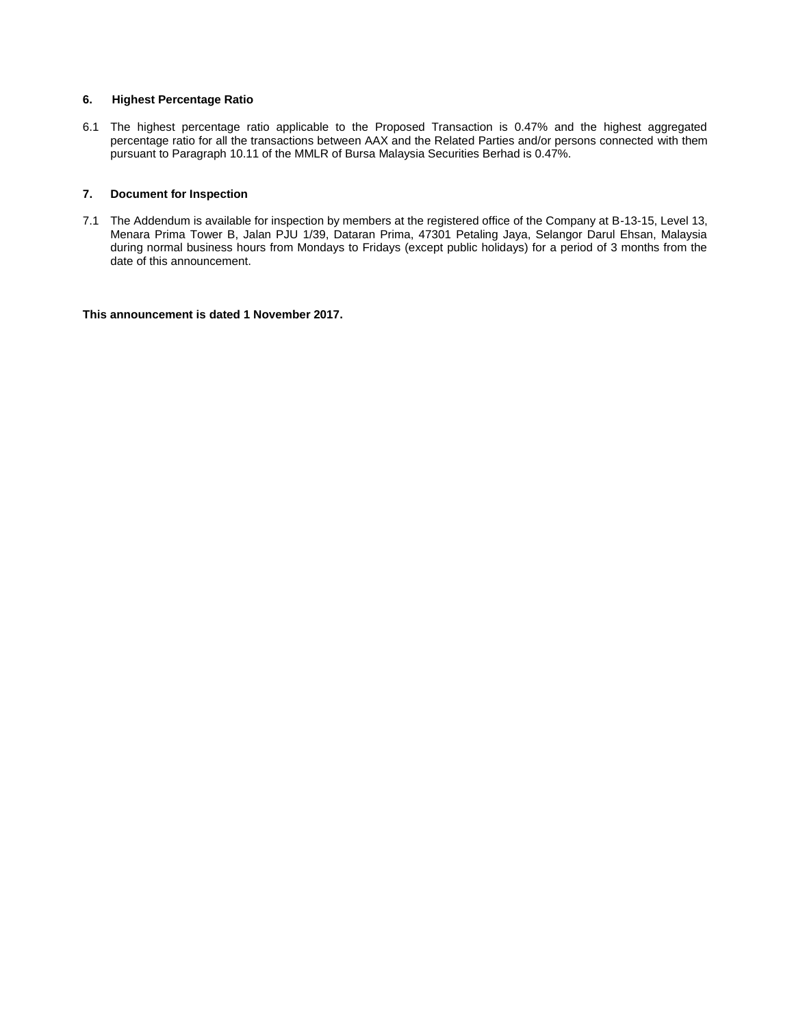## 6. Highest Percentage Ratio

6.1 The highest percentage ratio applicable to the Proposed Transaction is 0.47% and the highest aggregated percentage ratio for all the transactions between AAX and the Related Parties and/or persons connected with them pursuant to Paragraph 10.11 of the MMLR of Bursa Malaysia Securities Berhad is 0.47%.

## 7. Document for Inspection

7.1 The Addendum is available for inspection by members at the registered office of the Company at B-13-15, Level 13, Menara Prima Tower B, Jalan PJU 1/39, Dataran Prima, 47301 Petaling Jaya, Selangor Darul Ehsan, Malaysia during normal business hours from Mondays to Fridays (except public holidays) for a period of 3 months from the date of this announcement.

**This announcement is dated 1 November 2017.**